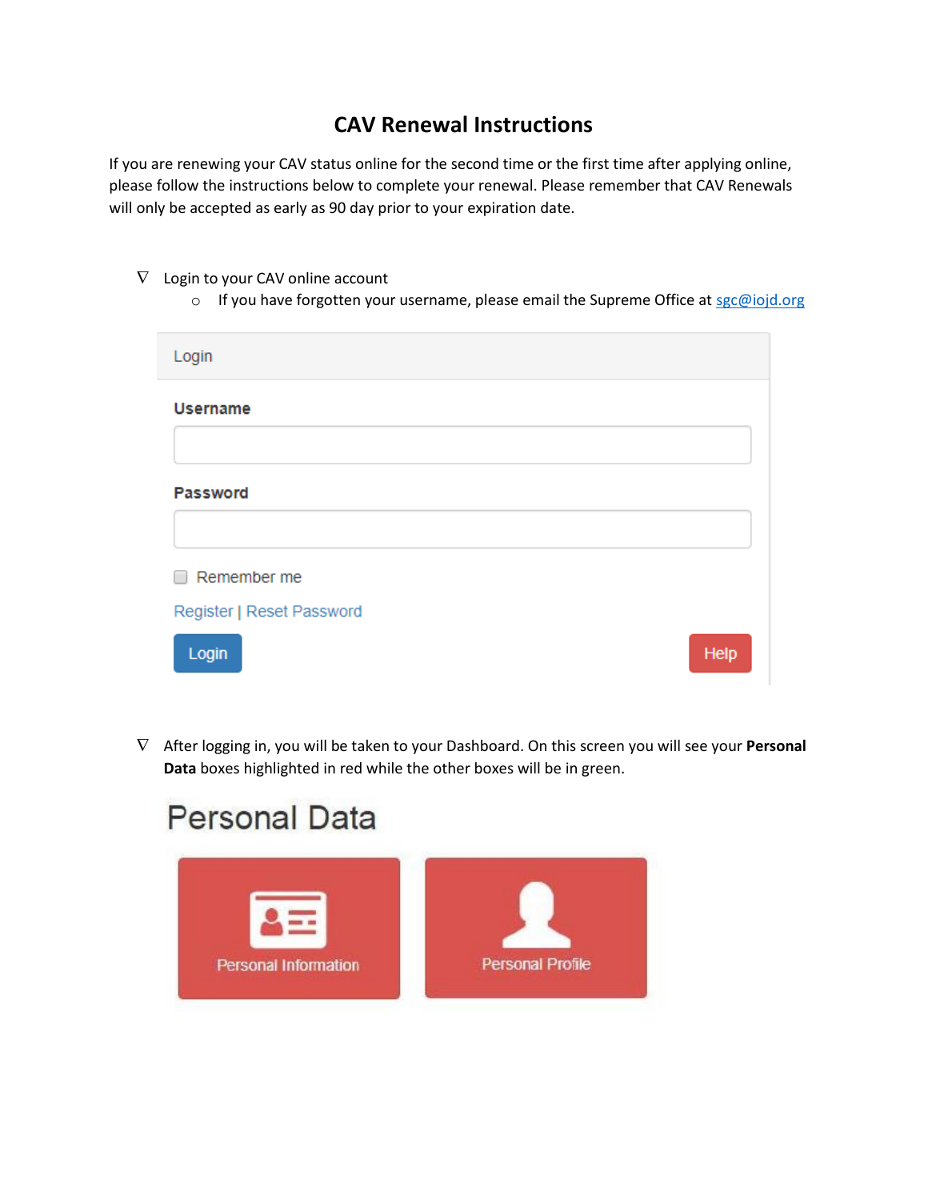# CAV Renewal Instructions

If you are renewing your CAV status online for the second time or the first time after applying online, please follow the instructions below to complete your renewal. Please remember that CAV Renewals will only be accepted as early as 90 day prior to your expiration date.

- Login to your CAV online account
  - If you have forgotten your username, please email the Supreme Office at sgc@iojd.org

Login

**Username**

**Password**

Remember me

Register | Reset Password

Login    Help

- After logging in, you will be taken to your Dashboard. On this screen you will see your **Personal Data** boxes highlighted in red while the other boxes will be in green.

Personal Data

Personal Information    Personal Profile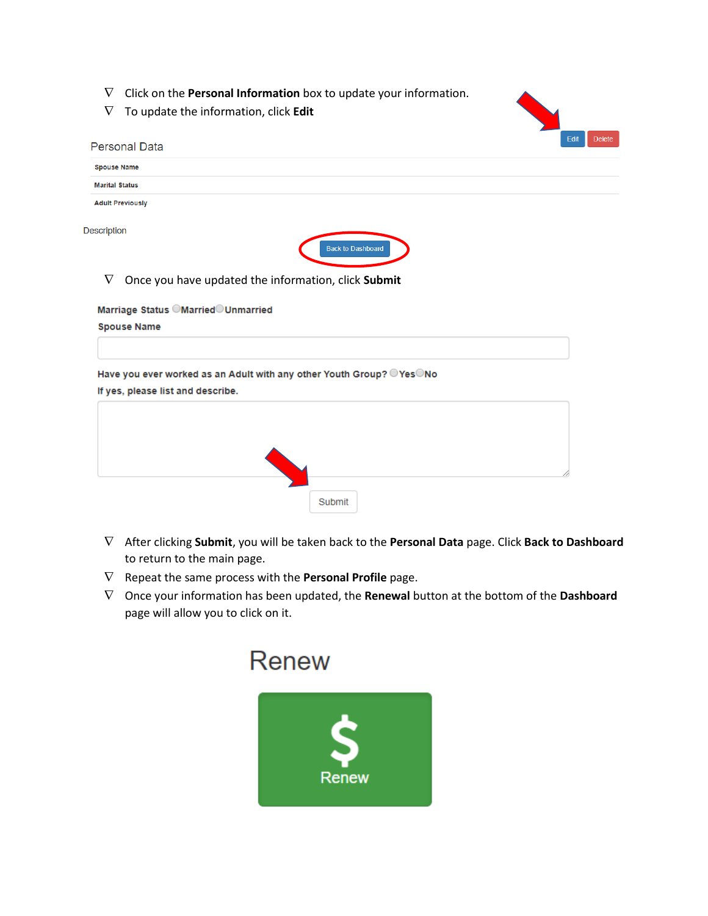- Click on the **Personal Information** box to update your information.
- To update the information, click **Edit**

Edit Delete

Personal Data

Spouse Name

Marital Status

Adult Previously

Description

Back to Dashboard

- Once you have updated the information, click **Submit**

Marriage Status Married Unmarried

Spouse Name

Have you ever worked as an Adult with any other Youth Group? Yes No

If yes, please list and describe.

Submit

- After clicking **Submit**, you will be taken back to the **Personal Data** page. Click **Back to Dashboard** to return to the main page.
- Repeat the same process with the **Personal Profile** page.
- Once your information has been updated, the **Renewal** button at the bottom of the **Dashboard** page will allow you to click on it.

Renew

$ Renew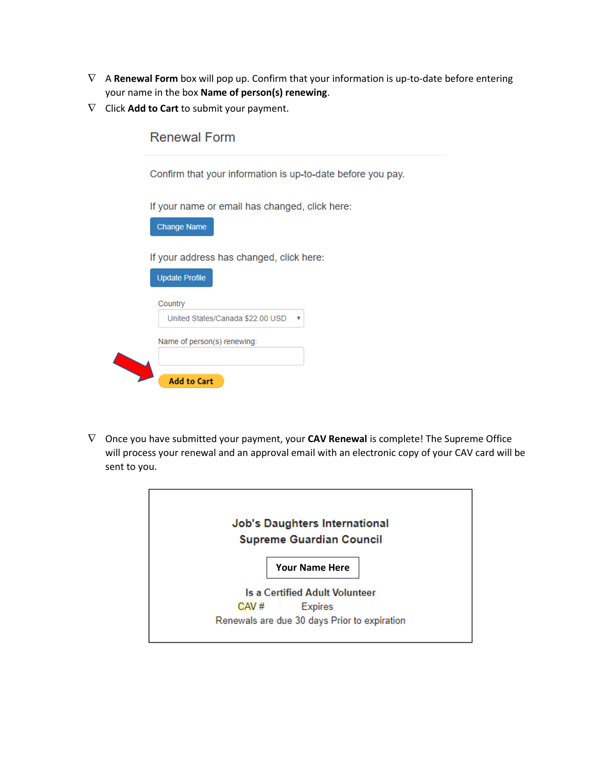- A **Renewal Form** box will pop up. Confirm that your information is up-to-date before entering your name in the box **Name of person(s) renewing**.
- Click **Add to Cart** to submit your payment.

Renewal Form

Confirm that your information is up-to-date before you pay.

If your name or email has changed, click here:

Change Name

If your address has changed, click here:

Update Profile

Country

United States/Canada $22.00 USD

Name of person(s) renewing:

Add to Cart

- Once you have submitted your payment, your **CAV Renewal** is complete! The Supreme Office will process your renewal and an approval email with an electronic copy of your CAV card will be sent to you.

Job's Daughters International
Supreme Guardian Council

Your Name Here

Is a Certified Adult Volunteer
CAV # Expires
Renewals are due 30 days Prior to expiration